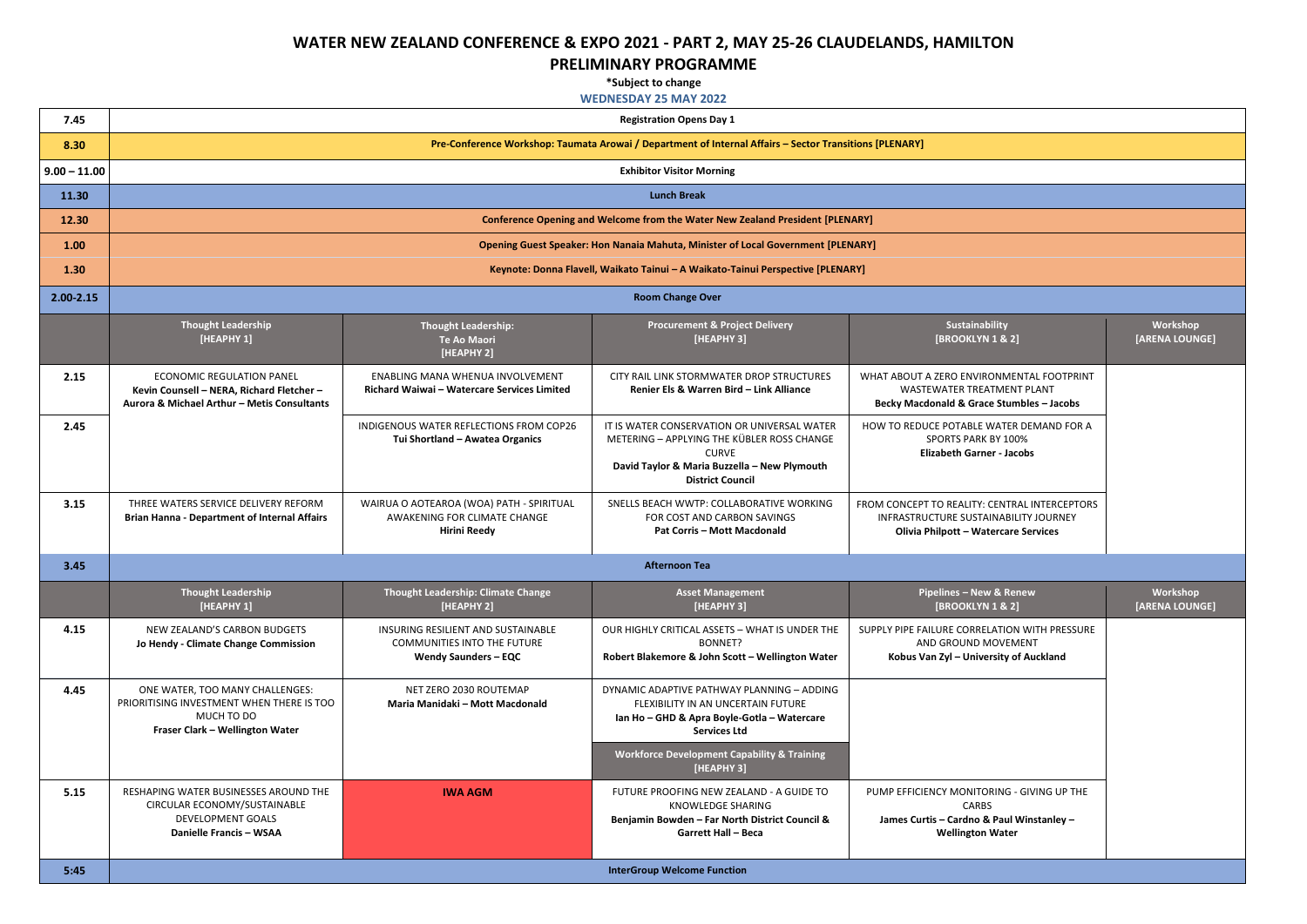# WATER NEW ZEALAND CONFERENCE & EXPO 2021 - PART 2, MAY 25-26 CLAUDELANDS, HAMILTON

## PRELIMINARY PROGRAMME

**\*Subject to change**

**WEDNESDAY 25 MAY 2022**

| Time | | | | | |
|---|---|---|---|---|---|
| **7.45** | **Registration Opens Day 1** | | | | |
| **8.30** | **Pre-Conference Workshop: Taumata Arowai / Department of Internal Affairs – Sector Transitions [PLENARY]** | | | | |
| **9.00 – 11.00** | **Exhibitor Visitor Morning** | | | | |
| **11.30** | **Lunch Break** | | | | |
| **12.30** | **Conference Opening and Welcome from the Water New Zealand President [PLENARY]** | | | | |
| **1.00** | **Opening Guest Speaker: Hon Nanaia Mahuta, Minister of Local Government [PLENARY]** | | | | |
| **1.30** | **Keynote: Donna Flavell, Waikato Tainui – A Waikato-Tainui Perspective [PLENARY]** | | | | |
| **2.00-2.15** | **Room Change Over** | | | | |
| | **Thought Leadership [HEAPHY 1]** | **Thought Leadership: Te Ao Maori [HEAPHY 2]** | **Procurement & Project Delivery [HEAPHY 3]** | **Sustainability [BROOKLYN 1 & 2]** | **Workshop [ARENA LOUNGE]** |
| **2.15** | ECONOMIC REGULATION PANEL **Kevin Counsell – NERA, Richard Fletcher – Aurora & Michael Arthur – Metis Consultants** | ENABLING MANA WHENUA INVOLVEMENT **Richard Waiwai – Watercare Services Limited** | CITY RAIL LINK STORMWATER DROP STRUCTURES **Renier Els & Warren Bird – Link Alliance** | WHAT ABOUT A ZERO ENVIRONMENTAL FOOTPRINT WASTEWATER TREATMENT PLANT **Becky Macdonald & Grace Stumbles – Jacobs** | |
| **2.45** | | INDIGENOUS WATER REFLECTIONS FROM COP26 **Tui Shortland – Awatea Organics** | IT IS WATER CONSERVATION OR UNIVERSAL WATER METERING – APPLYING THE KÜBLER ROSS CHANGE CURVE **David Taylor & Maria Buzzella – New Plymouth District Council** | HOW TO REDUCE POTABLE WATER DEMAND FOR A SPORTS PARK BY 100% **Elizabeth Garner - Jacobs** | |
| **3.15** | THREE WATERS SERVICE DELIVERY REFORM **Brian Hanna - Department of Internal Affairs** | WAIRUA O AOTEAROA (WOA) PATH - SPIRITUAL AWAKENING FOR CLIMATE CHANGE **Hirini Reedy** | SNELLS BEACH WWTP: COLLABORATIVE WORKING FOR COST AND CARBON SAVINGS **Pat Corris – Mott Macdonald** | FROM CONCEPT TO REALITY: CENTRAL INTERCEPTORS INFRASTRUCTURE SUSTAINABILITY JOURNEY **Olivia Philpott – Watercare Services** | |
| **3.45** | **Afternoon Tea** | | | | |
| | **Thought Leadership [HEAPHY 1]** | **Thought Leadership: Climate Change [HEAPHY 2]** | **Asset Management [HEAPHY 3]** | **Pipelines – New & Renew [BROOKLYN 1 & 2]** | **Workshop [ARENA LOUNGE]** |
| **4.15** | NEW ZEALAND'S CARBON BUDGETS **Jo Hendy - Climate Change Commission** | INSURING RESILIENT AND SUSTAINABLE COMMUNITIES INTO THE FUTURE **Wendy Saunders – EQC** | OUR HIGHLY CRITICAL ASSETS – WHAT IS UNDER THE BONNET? **Robert Blakemore & John Scott – Wellington Water** | SUPPLY PIPE FAILURE CORRELATION WITH PRESSURE AND GROUND MOVEMENT **Kobus Van Zyl – University of Auckland** | |
| **4.45** | ONE WATER, TOO MANY CHALLENGES: PRIORITISING INVESTMENT WHEN THERE IS TOO MUCH TO DO **Fraser Clark – Wellington Water** | NET ZERO 2030 ROUTEMAP **Maria Manidaki – Mott Macdonald** | DYNAMIC ADAPTIVE PATHWAY PLANNING – ADDING FLEXIBILITY IN AN UNCERTAIN FUTURE **Ian Ho – GHD & Apra Boyle-Gotla – Watercare Services Ltd** | | |
| | | | **Workforce Development Capability & Training [HEAPHY 3]** | | |
| **5.15** | RESHAPING WATER BUSINESSES AROUND THE CIRCULAR ECONOMY/SUSTAINABLE DEVELOPMENT GOALS **Danielle Francis – WSAA** | **IWA AGM** | FUTURE PROOFING NEW ZEALAND - A GUIDE TO KNOWLEDGE SHARING **Benjamin Bowden – Far North District Council & Garrett Hall – Beca** | PUMP EFFICIENCY MONITORING - GIVING UP THE CARBS **James Curtis – Cardno & Paul Winstanley – Wellington Water** | |
| **5:45** | **InterGroup Welcome Function** | | | | |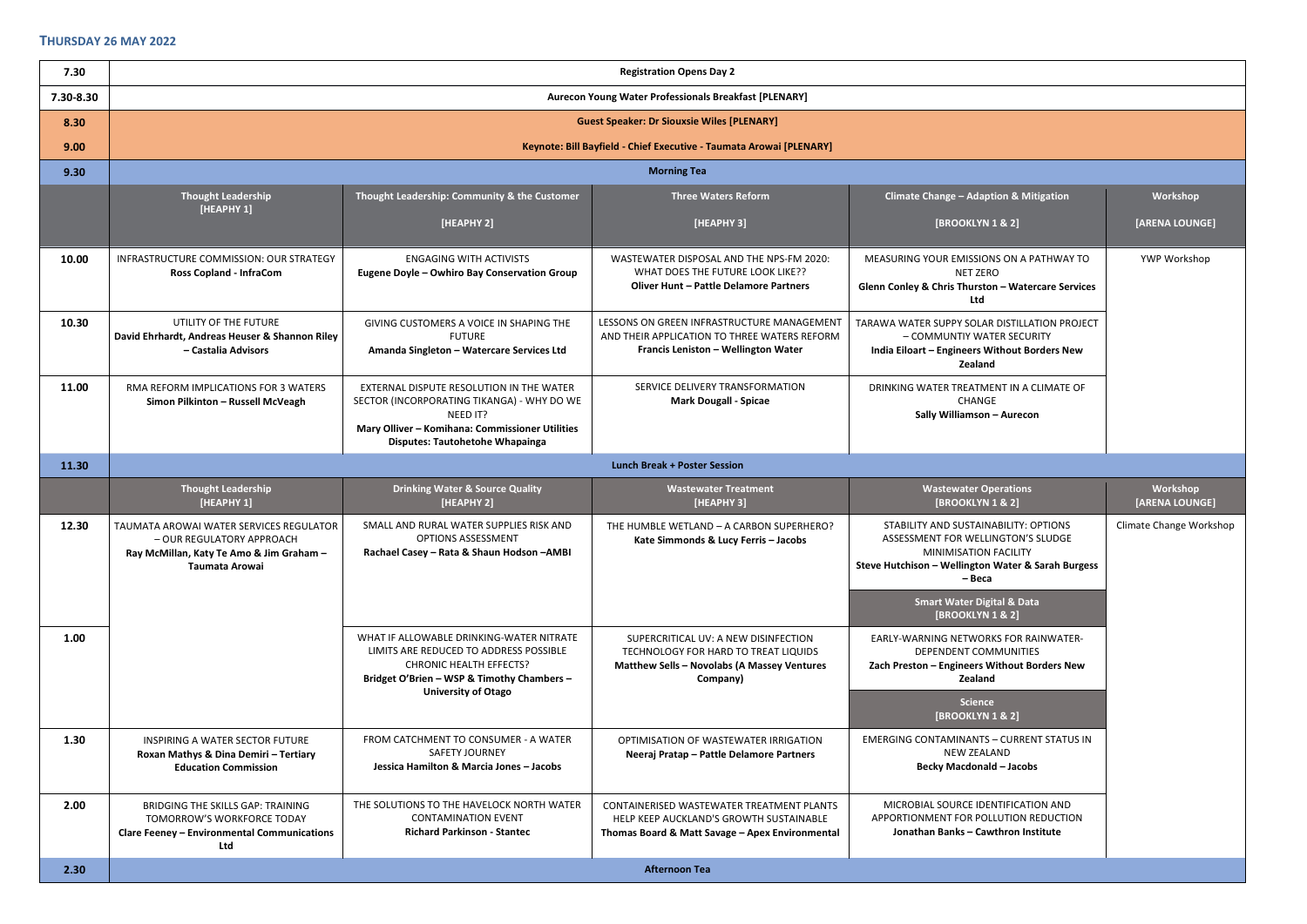## THURSDAY 26 MAY 2022

| Time | | | | | |
|---|---|---|---|---|---|
| 7.30 | **Registration Opens Day 2** | | | | |
| 7.30-8.30 | **Aurecon Young Water Professionals Breakfast [PLENARY]** | | | | |
| 8.30 | **Guest Speaker: Dr Siouxsie Wiles [PLENARY]** | | | | |
| 9.00 | **Keynote: Bill Bayfield - Chief Executive - Taumata Arowai [PLENARY]** | | | | |
| 9.30 | **Morning Tea** | | | | |
| | **Thought Leadership [HEAPHY 1]** | **Thought Leadership: Community & the Customer [HEAPHY 2]** | **Three Waters Reform [HEAPHY 3]** | **Climate Change – Adaption & Mitigation [BROOKLYN 1 & 2]** | **Workshop [ARENA LOUNGE]** |
| 10.00 | INFRASTRUCTURE COMMISSION: OUR STRATEGY **Ross Copland - InfraCom** | ENGAGING WITH ACTIVISTS **Eugene Doyle – Owhiro Bay Conservation Group** | WASTEWATER DISPOSAL AND THE NPS-FM 2020: WHAT DOES THE FUTURE LOOK LIKE?? **Oliver Hunt – Pattle Delamore Partners** | MEASURING YOUR EMISSIONS ON A PATHWAY TO NET ZERO **Glenn Conley & Chris Thurston – Watercare Services Ltd** | YWP Workshop |
| 10.30 | UTILITY OF THE FUTURE **David Ehrhardt, Andreas Heuser & Shannon Riley – Castalia Advisors** | GIVING CUSTOMERS A VOICE IN SHAPING THE FUTURE **Amanda Singleton – Watercare Services Ltd** | LESSONS ON GREEN INFRASTRUCTURE MANAGEMENT AND THEIR APPLICATION TO THREE WATERS REFORM **Francis Leniston – Wellington Water** | TARAWA WATER SUPPY SOLAR DISTILLATION PROJECT – COMMUNTIY WATER SECURITY **India Eiloart – Engineers Without Borders New Zealand** | |
| 11.00 | RMA REFORM IMPLICATIONS FOR 3 WATERS **Simon Pilkinton – Russell McVeagh** | EXTERNAL DISPUTE RESOLUTION IN THE WATER SECTOR (INCORPORATING TIKANGA) - WHY DO WE NEED IT? **Mary Olliver – Komihana: Commissioner Utilities Disputes: Tautohetohe Whapainga** | SERVICE DELIVERY TRANSFORMATION **Mark Dougall - Spicae** | DRINKING WATER TREATMENT IN A CLIMATE OF CHANGE **Sally Williamson – Aurecon** | |
| 11.30 | **Lunch Break + Poster Session** | | | | |
| | **Thought Leadership [HEAPHY 1]** | **Drinking Water & Source Quality [HEAPHY 2]** | **Wastewater Treatment [HEAPHY 3]** | **Wastewater Operations [BROOKLYN 1 & 2]** | **Workshop [ARENA LOUNGE]** |
| 12.30 | TAUMATA AROWAI WATER SERVICES REGULATOR – OUR REGULATORY APPROACH **Ray McMillan, Katy Te Amo & Jim Graham – Taumata Arowai** | SMALL AND RURAL WATER SUPPLIES RISK AND OPTIONS ASSESSMENT **Rachael Casey – Rata & Shaun Hodson –AMBI** | THE HUMBLE WETLAND – A CARBON SUPERHERO? **Kate Simmonds & Lucy Ferris – Jacobs** | STABILITY AND SUSTAINABILITY: OPTIONS ASSESSMENT FOR WELLINGTON'S SLUDGE MINIMISATION FACILITY **Steve Hutchison – Wellington Water & Sarah Burgess – Beca** | Climate Change Workshop |
| | | | | **Smart Water Digital & Data [BROOKLYN 1 & 2]** | |
| 1.00 | | WHAT IF ALLOWABLE DRINKING-WATER NITRATE LIMITS ARE REDUCED TO ADDRESS POSSIBLE CHRONIC HEALTH EFFECTS? **Bridget O'Brien – WSP & Timothy Chambers – University of Otago** | SUPERCRITICAL UV: A NEW DISINFECTION TECHNOLOGY FOR HARD TO TREAT LIQUIDS **Matthew Sells – Novolabs (A Massey Ventures Company)** | EARLY-WARNING NETWORKS FOR RAINWATER-DEPENDENT COMMUNITIES **Zach Preston – Engineers Without Borders New Zealand** | |
| | | | | **Science [BROOKLYN 1 & 2]** | |
| 1.30 | INSPIRING A WATER SECTOR FUTURE **Roxan Mathys & Dina Demiri – Tertiary Education Commission** | FROM CATCHMENT TO CONSUMER - A WATER SAFETY JOURNEY **Jessica Hamilton & Marcia Jones – Jacobs** | OPTIMISATION OF WASTEWATER IRRIGATION **Neeraj Pratap – Pattle Delamore Partners** | EMERGING CONTAMINANTS – CURRENT STATUS IN NEW ZEALAND **Becky Macdonald – Jacobs** | |
| 2.00 | BRIDGING THE SKILLS GAP: TRAINING TOMORROW'S WORKFORCE TODAY **Clare Feeney – Environmental Communications Ltd** | THE SOLUTIONS TO THE HAVELOCK NORTH WATER CONTAMINATION EVENT **Richard Parkinson - Stantec** | CONTAINERISED WASTEWATER TREATMENT PLANTS HELP KEEP AUCKLAND'S GROWTH SUSTAINABLE **Thomas Board & Matt Savage – Apex Environmental** | MICROBIAL SOURCE IDENTIFICATION AND APPORTIONMENT FOR POLLUTION REDUCTION **Jonathan Banks – Cawthron Institute** | |
| 2.30 | **Afternoon Tea** | | | | |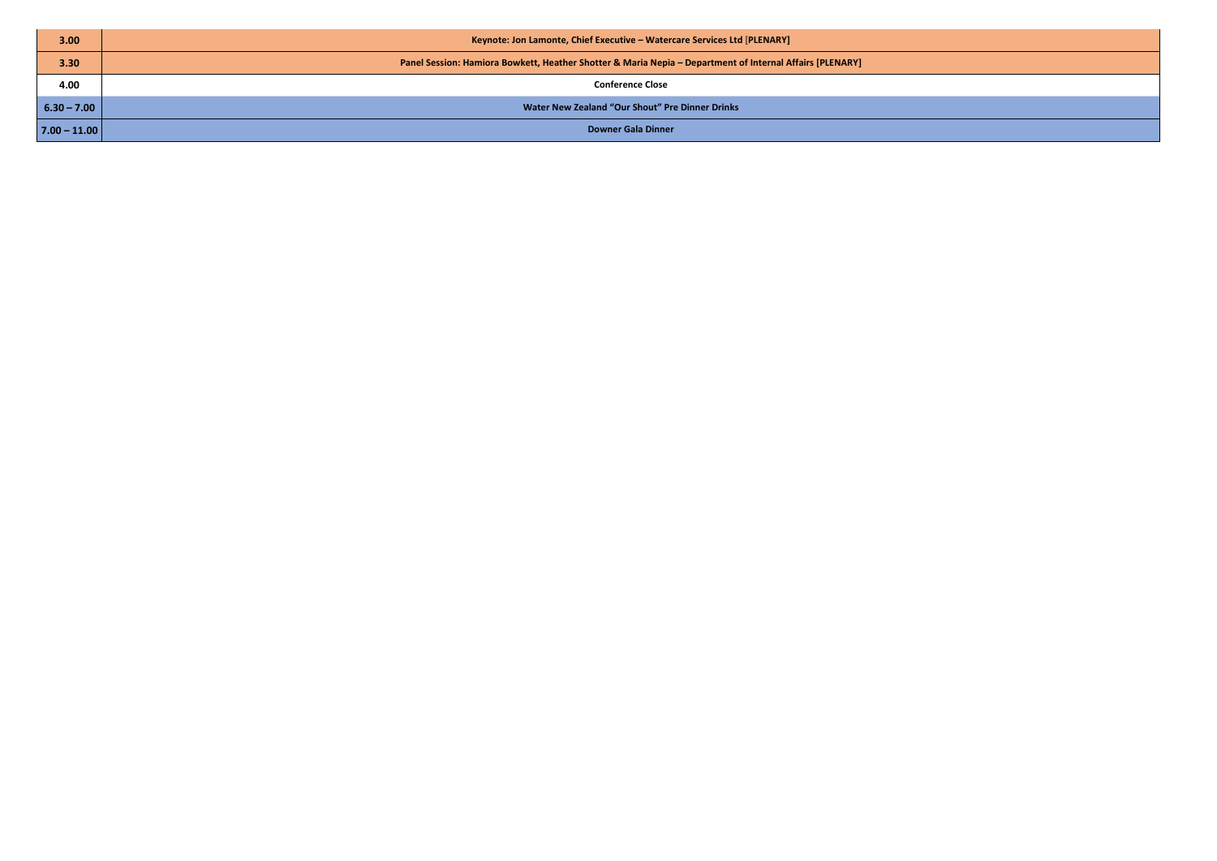| | |
|---|---|
| **3.00** | **Keynote: Jon Lamonte, Chief Executive – Watercare Services Ltd [PLENARY]** |
| **3.30** | **Panel Session: Hamiora Bowkett, Heather Shotter & Maria Nepia – Department of Internal Affairs [PLENARY]** |
| **4.00** | **Conference Close** |
| **6.30 – 7.00** | **Water New Zealand “Our Shout” Pre Dinner Drinks** |
| **7.00 – 11.00** | **Downer Gala Dinner** |